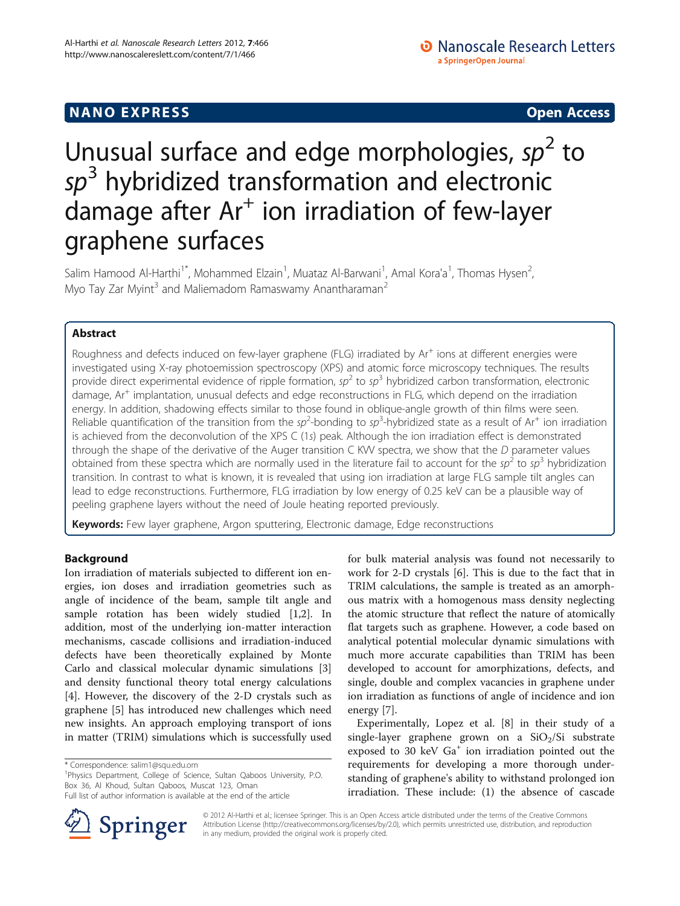NANO EXPRESS **Open Access**

# Unusual surface and edge morphologies, $sp^2$ to $sp^3$ hybridized transformation and electronic damage after $Ar^+$ ion irradiation of few-layer graphene surfaces

Salim Hamood Al-Harthi[1*], Mohammed Elzain[1], Muataz Al-Barwani[1], Amal Kora'a[1], Thomas Hysen[2], Myo Tay Zar Myint[3] and Maliemadom Ramaswamy Anantharaman[2]

## Abstract

Roughness and defects induced on few-layer graphene (FLG) irradiated by $Ar^+$ ions at different energies were investigated using X-ray photoemission spectroscopy (XPS) and atomic force microscopy techniques. The results provide direct experimental evidence of ripple formation, $sp^2$ to $sp^3$ hybridized carbon transformation, electronic damage, $Ar^+$ implantation, unusual defects and edge reconstructions in FLG, which depend on the irradiation energy. In addition, shadowing effects similar to those found in oblique-angle growth of thin films were seen. Reliable quantification of the transition from the $sp^2$-bonding to $sp^3$-hybridized state as a result of $Ar^+$ ion irradiation is achieved from the deconvolution of the XPS C (1*s*) peak. Although the ion irradiation effect is demonstrated through the shape of the derivative of the Auger transition C KVV spectra, we show that the *D* parameter values obtained from these spectra which are normally used in the literature fail to account for the $sp^2$ to $sp^3$ hybridization transition. In contrast to what is known, it is revealed that using ion irradiation at large FLG sample tilt angles can lead to edge reconstructions. Furthermore, FLG irradiation by low energy of 0.25 keV can be a plausible way of peeling graphene layers without the need of Joule heating reported previously.

**Keywords:** Few layer graphene, Argon sputtering, Electronic damage, Edge reconstructions

## Background

Ion irradiation of materials subjected to different ion energies, ion doses and irradiation geometries such as angle of incidence of the beam, sample tilt angle and sample rotation has been widely studied [1,2]. In addition, most of the underlying ion-matter interaction mechanisms, cascade collisions and irradiation-induced defects have been theoretically explained by Monte Carlo and classical molecular dynamic simulations [3] and density functional theory total energy calculations [4]. However, the discovery of the 2-D crystals such as graphene [5] has introduced new challenges which need new insights. An approach employing transport of ions in matter (TRIM) simulations which is successfully used for bulk material analysis was found not necessarily to work for 2-D crystals [6]. This is due to the fact that in TRIM calculations, the sample is treated as an amorphous matrix with a homogenous mass density neglecting the atomic structure that reflect the nature of atomically flat targets such as graphene. However, a code based on analytical potential molecular dynamic simulations with much more accurate capabilities than TRIM has been developed to account for amorphizations, defects, and single, double and complex vacancies in graphene under ion irradiation as functions of angle of incidence and ion energy [7].

Experimentally, Lopez et al. [8] in their study of a single-layer graphene grown on a $SiO_2$/Si substrate exposed to 30 keV $Ga^+$ ion irradiation pointed out the requirements for developing a more thorough understanding of graphene's ability to withstand prolonged ion irradiation. These include: (1) the absence of cascade

\* Correspondence: salim1@squ.edu.om
[1]Physics Department, College of Science, Sultan Qaboos University, P.O. Box 36, Al Khoud, Sultan Qaboos, Muscat 123, Oman
Full list of author information is available at the end of the article

© 2012 Al-Harthi et al.; licensee Springer. This is an Open Access article distributed under the terms of the Creative Commons Attribution License (http://creativecommons.org/licenses/by/2.0), which permits unrestricted use, distribution, and reproduction in any medium, provided the original work is properly cited.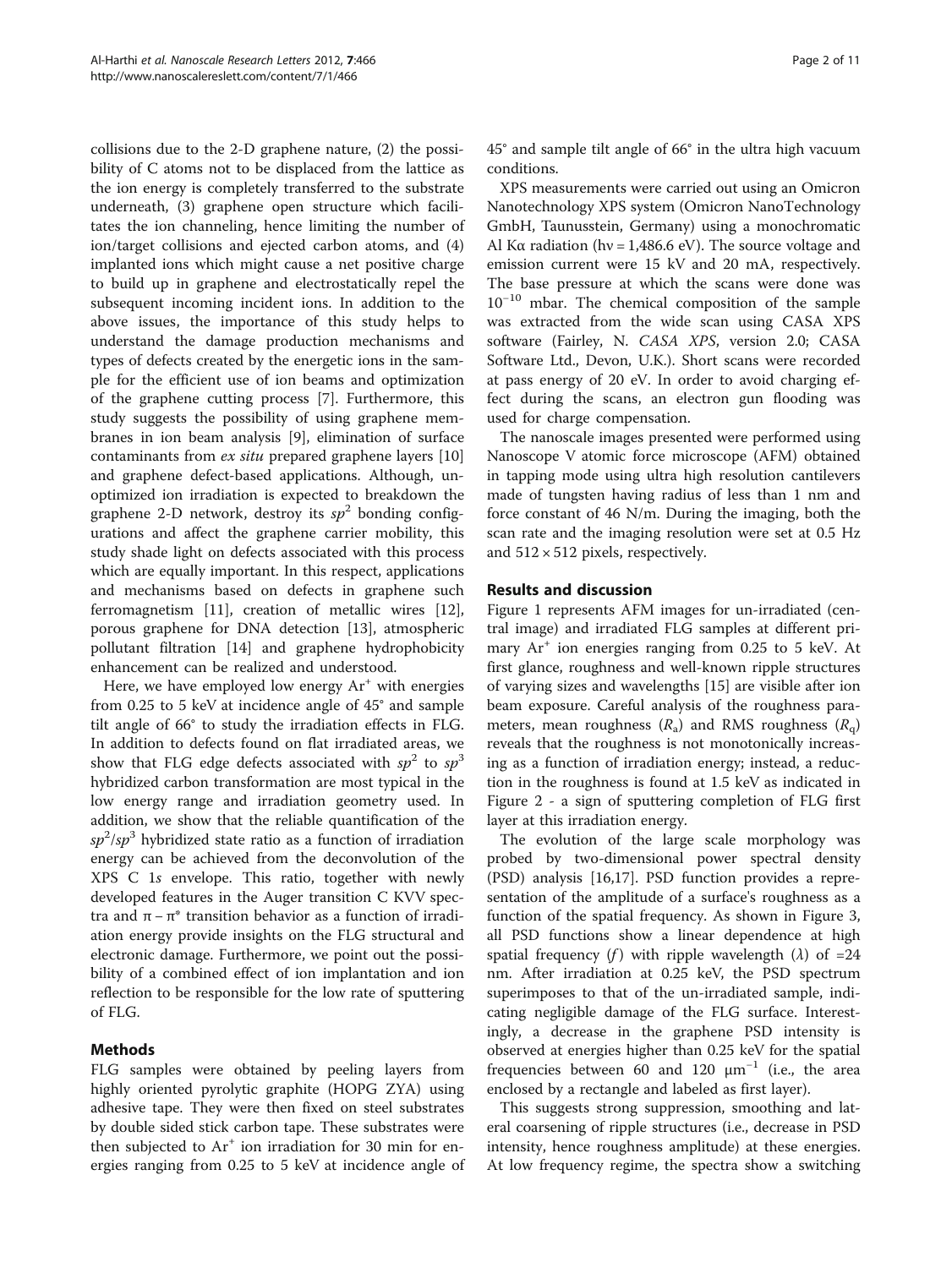collisions due to the 2-D graphene nature, (2) the possibility of C atoms not to be displaced from the lattice as the ion energy is completely transferred to the substrate underneath, (3) graphene open structure which facilitates the ion channeling, hence limiting the number of ion/target collisions and ejected carbon atoms, and (4) implanted ions which might cause a net positive charge to build up in graphene and electrostatically repel the subsequent incoming incident ions. In addition to the above issues, the importance of this study helps to understand the damage production mechanisms and types of defects created by the energetic ions in the sample for the efficient use of ion beams and optimization of the graphene cutting process [7]. Furthermore, this study suggests the possibility of using graphene membranes in ion beam analysis [9], elimination of surface contaminants from *ex situ* prepared graphene layers [10] and graphene defect-based applications. Although, unoptimized ion irradiation is expected to breakdown the graphene 2-D network, destroy its $sp^2$ bonding configurations and affect the graphene carrier mobility, this study shade light on defects associated with this process which are equally important. In this respect, applications and mechanisms based on defects in graphene such ferromagnetism [11], creation of metallic wires [12], porous graphene for DNA detection [13], atmospheric pollutant filtration [14] and graphene hydrophobicity enhancement can be realized and understood.

Here, we have employed low energy $Ar^+$ with energies from 0.25 to 5 keV at incidence angle of 45° and sample tilt angle of 66° to study the irradiation effects in FLG. In addition to defects found on flat irradiated areas, we show that FLG edge defects associated with $sp^2$ to $sp^3$ hybridized carbon transformation are most typical in the low energy range and irradiation geometry used. In addition, we show that the reliable quantification of the $sp^2/sp^3$ hybridized state ratio as a function of irradiation energy can be achieved from the deconvolution of the XPS C 1*s* envelope. This ratio, together with newly developed features in the Auger transition C KVV spectra and $\pi - \pi^*$ transition behavior as a function of irradiation energy provide insights on the FLG structural and electronic damage. Furthermore, we point out the possibility of a combined effect of ion implantation and ion reflection to be responsible for the low rate of sputtering of FLG.

## Methods

FLG samples were obtained by peeling layers from highly oriented pyrolytic graphite (HOPG ZYA) using adhesive tape. They were then fixed on steel substrates by double sided stick carbon tape. These substrates were then subjected to $Ar^+$ ion irradiation for 30 min for energies ranging from 0.25 to 5 keV at incidence angle of 45° and sample tilt angle of 66° in the ultra high vacuum conditions.

XPS measurements were carried out using an Omicron Nanotechnology XPS system (Omicron NanoTechnology GmbH, Taunusstein, Germany) using a monochromatic Al Kα radiation (hν = 1,486.6 eV). The source voltage and emission current were 15 kV and 20 mA, respectively. The base pressure at which the scans were done was $10^{-10}$ mbar. The chemical composition of the sample was extracted from the wide scan using CASA XPS software (Fairley, N. *CASA XPS*, version 2.0; CASA Software Ltd., Devon, U.K.). Short scans were recorded at pass energy of 20 eV. In order to avoid charging effect during the scans, an electron gun flooding was used for charge compensation.

The nanoscale images presented were performed using Nanoscope V atomic force microscope (AFM) obtained in tapping mode using ultra high resolution cantilevers made of tungsten having radius of less than 1 nm and force constant of 46 N/m. During the imaging, both the scan rate and the imaging resolution were set at 0.5 Hz and 512 × 512 pixels, respectively.

## Results and discussion

Figure 1 represents AFM images for un-irradiated (central image) and irradiated FLG samples at different primary $Ar^+$ ion energies ranging from 0.25 to 5 keV. At first glance, roughness and well-known ripple structures of varying sizes and wavelengths [15] are visible after ion beam exposure. Careful analysis of the roughness parameters, mean roughness ($R_a$) and RMS roughness ($R_q$) reveals that the roughness is not monotonically increasing as a function of irradiation energy; instead, a reduction in the roughness is found at 1.5 keV as indicated in Figure 2 - a sign of sputtering completion of FLG first layer at this irradiation energy.

The evolution of the large scale morphology was probed by two-dimensional power spectral density (PSD) analysis [16,17]. PSD function provides a representation of the amplitude of a surface's roughness as a function of the spatial frequency. As shown in Figure 3, all PSD functions show a linear dependence at high spatial frequency ($f$) with ripple wavelength ($\lambda$) of ≈24 nm. After irradiation at 0.25 keV, the PSD spectrum superimposes to that of the un-irradiated sample, indicating negligible damage of the FLG surface. Interestingly, a decrease in the graphene PSD intensity is observed at energies higher than 0.25 keV for the spatial frequencies between 60 and 120 $\mu m^{-1}$ (i.e., the area enclosed by a rectangle and labeled as first layer).

This suggests strong suppression, smoothing and lateral coarsening of ripple structures (i.e., decrease in PSD intensity, hence roughness amplitude) at these energies. At low frequency regime, the spectra show a switching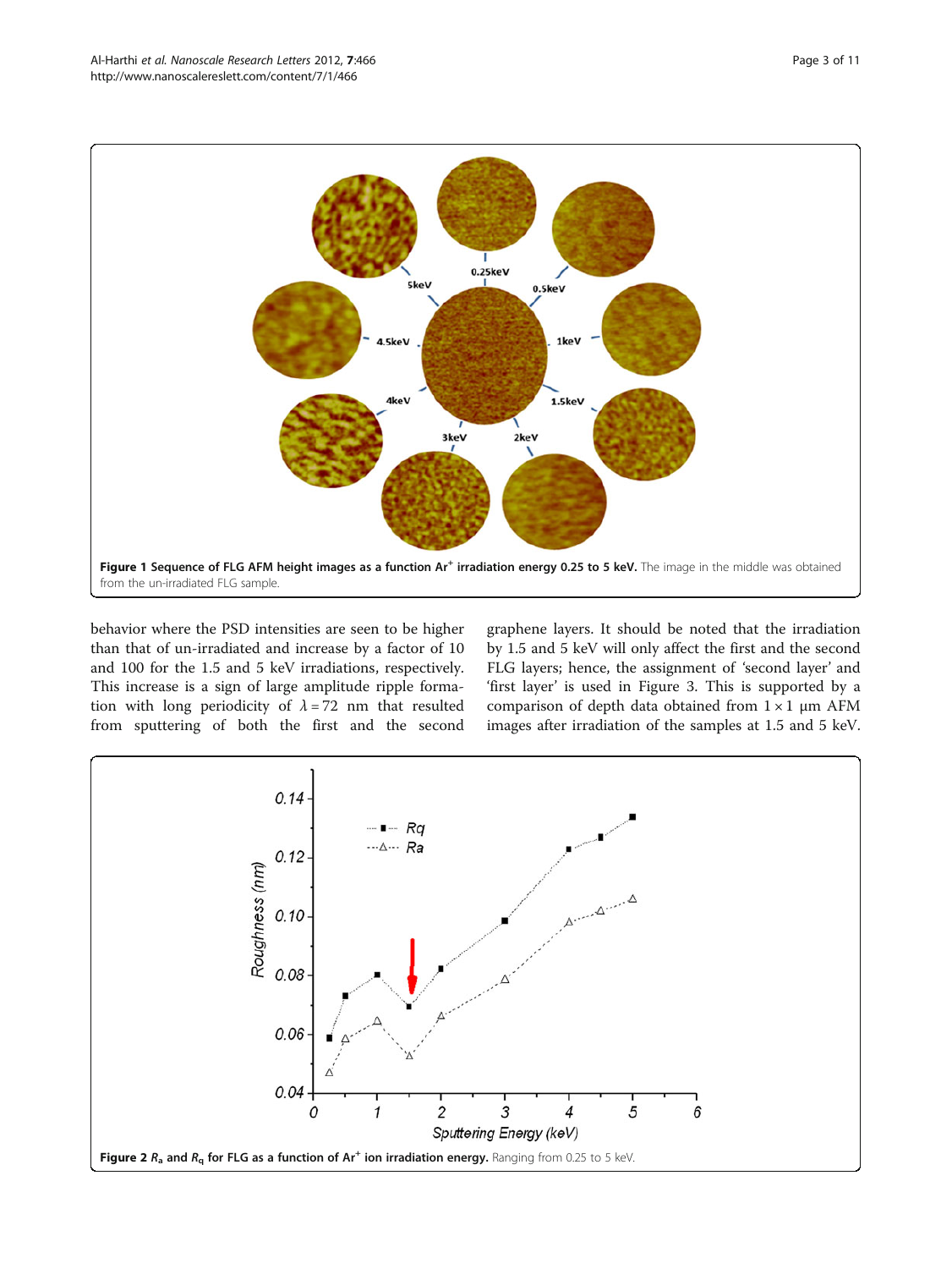**Figure 1 Sequence of FLG AFM height images as a function $Ar^+$ irradiation energy 0.25 to 5 keV.** The image in the middle was obtained from the un-irradiated FLG sample.

behavior where the PSD intensities are seen to be higher than that of un-irradiated and increase by a factor of 10 and 100 for the 1.5 and 5 keV irradiations, respectively. This increase is a sign of large amplitude ripple formation with long periodicity of $\lambda = 72$ nm that resulted from sputtering of both the first and the second graphene layers. It should be noted that the irradiation by 1.5 and 5 keV will only affect the first and the second FLG layers; hence, the assignment of 'second layer' and 'first layer' is used in Figure 3. This is supported by a comparison of depth data obtained from 1 × 1 μm AFM images after irradiation of the samples at 1.5 and 5 keV.

**Figure 2 $R_a$ and $R_q$ for FLG as a function of $Ar^+$ ion irradiation energy.** Ranging from 0.25 to 5 keV.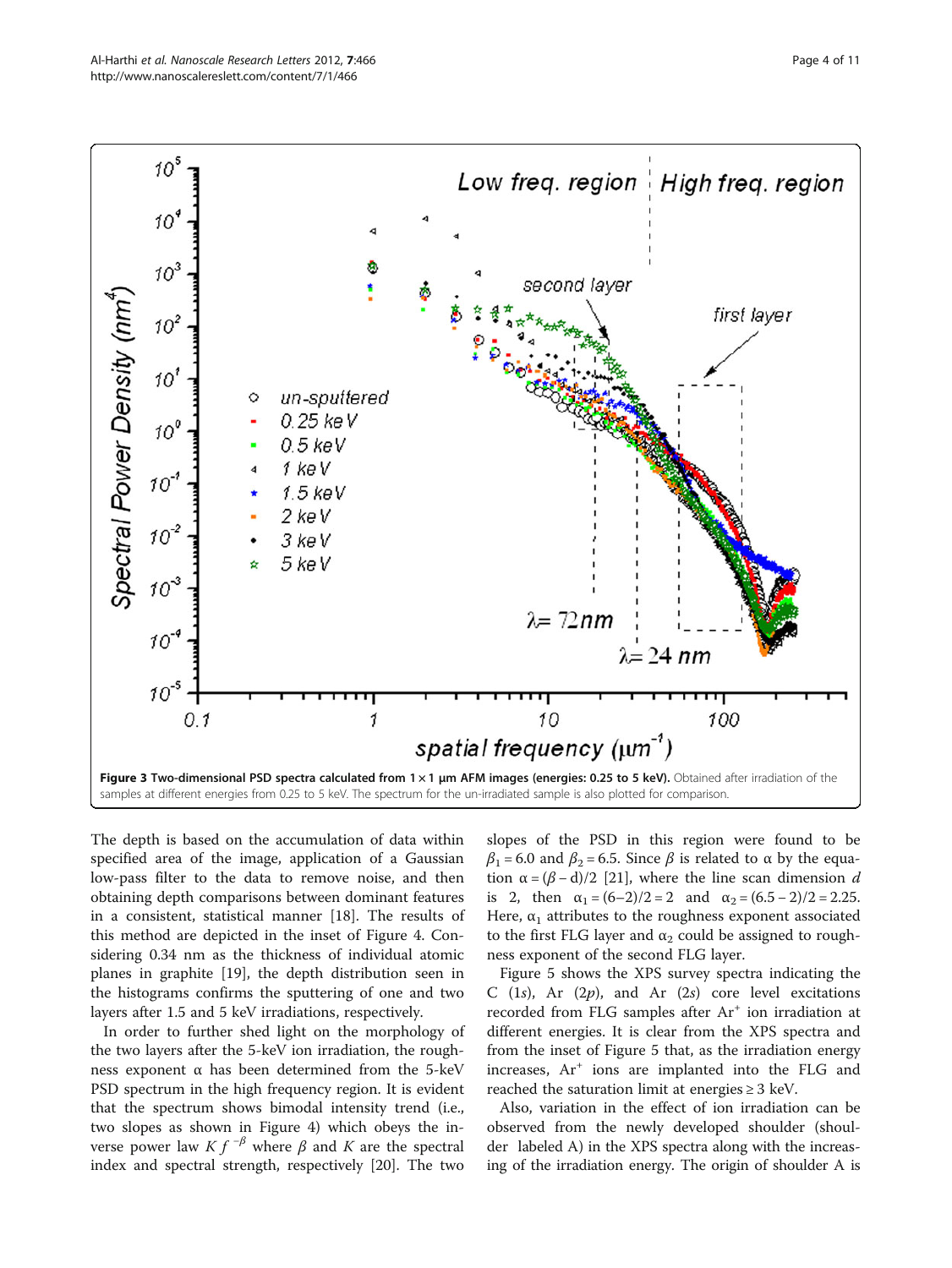**Figure 3 Two-dimensional PSD spectra calculated from 1 × 1 μm AFM images (energies: 0.25 to 5 keV).** Obtained after irradiation of the samples at different energies from 0.25 to 5 keV. The spectrum for the un-irradiated sample is also plotted for comparison.

The depth is based on the accumulation of data within specified area of the image, application of a Gaussian low-pass filter to the data to remove noise, and then obtaining depth comparisons between dominant features in a consistent, statistical manner [18]. The results of this method are depicted in the inset of Figure 4. Considering 0.34 nm as the thickness of individual atomic planes in graphite [19], the depth distribution seen in the histograms confirms the sputtering of one and two layers after 1.5 and 5 keV irradiations, respectively.

In order to further shed light on the morphology of the two layers after the 5-keV ion irradiation, the roughness exponent α has been determined from the 5-keV PSD spectrum in the high frequency region. It is evident that the spectrum shows bimodal intensity trend (i.e., two slopes as shown in Figure 4) which obeys the inverse power law $K f^{-\beta}$ where $\beta$ and $K$ are the spectral index and spectral strength, respectively [20]. The two slopes of the PSD in this region were found to be $\beta_1 = 6.0$ and $\beta_2 = 6.5$. Since $\beta$ is related to α by the equation $\alpha = (\beta - d)/2$ [21], where the line scan dimension $d$ is 2, then $\alpha_1 = (6-2)/2 = 2$ and $\alpha_2 = (6.5 - 2)/2 = 2.25$. Here, $\alpha_1$ attributes to the roughness exponent associated to the first FLG layer and $\alpha_2$ could be assigned to roughness exponent of the second FLG layer.

Figure 5 shows the XPS survey spectra indicating the C (1*s*), Ar (2*p*), and Ar (2*s*) core level excitations recorded from FLG samples after $Ar^+$ ion irradiation at different energies. It is clear from the XPS spectra and from the inset of Figure 5 that, as the irradiation energy increases, $Ar^+$ ions are implanted into the FLG and reached the saturation limit at energies ≥ 3 keV.

Also, variation in the effect of ion irradiation can be observed from the newly developed shoulder (shoulder labeled A) in the XPS spectra along with the increasing of the irradiation energy. The origin of shoulder A is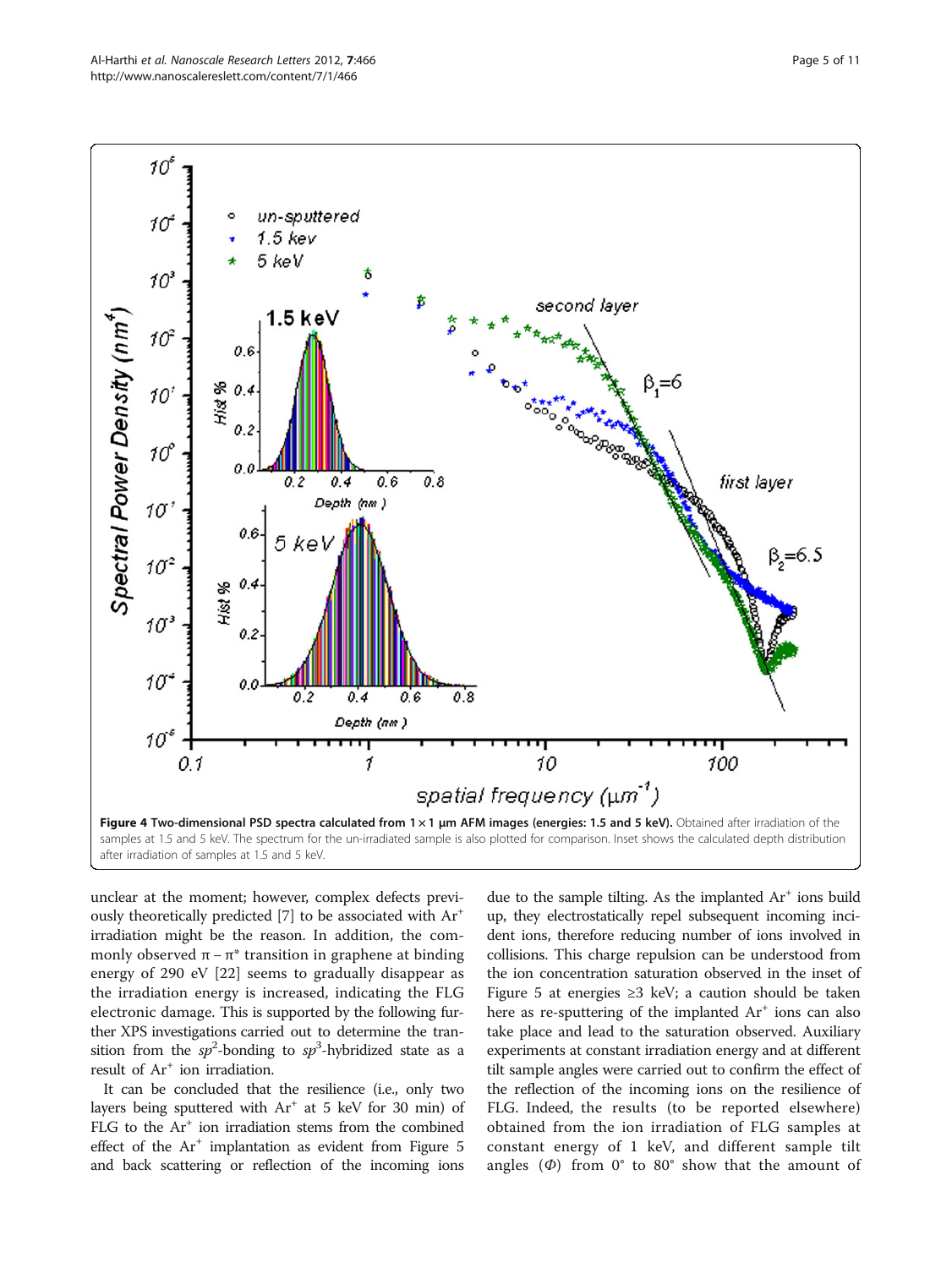**Figure 4 Two-dimensional PSD spectra calculated from 1 × 1 μm AFM images (energies: 1.5 and 5 keV).** Obtained after irradiation of the samples at 1.5 and 5 keV. The spectrum for the un-irradiated sample is also plotted for comparison. Inset shows the calculated depth distribution after irradiation of samples at 1.5 and 5 keV.

unclear at the moment; however, complex defects previously theoretically predicted [7] to be associated with $Ar^+$ irradiation might be the reason. In addition, the commonly observed π – π* transition in graphene at binding energy of 290 eV [22] seems to gradually disappear as the irradiation energy is increased, indicating the FLG electronic damage. This is supported by the following further XPS investigations carried out to determine the transition from the $sp^2$-bonding to $sp^3$-hybridized state as a result of $Ar^+$ ion irradiation.

It can be concluded that the resilience (i.e., only two layers being sputtered with $Ar^+$ at 5 keV for 30 min) of FLG to the $Ar^+$ ion irradiation stems from the combined effect of the $Ar^+$ implantation as evident from Figure 5 and back scattering or reflection of the incoming ions due to the sample tilting. As the implanted $Ar^+$ ions build up, they electrostatically repel subsequent incoming incident ions, therefore reducing number of ions involved in collisions. This charge repulsion can be understood from the ion concentration saturation observed in the inset of Figure 5 at energies ≥3 keV; a caution should be taken here as re-sputtering of the implanted $Ar^+$ ions can also take place and lead to the saturation observed. Auxiliary experiments at constant irradiation energy and at different tilt sample angles were carried out to confirm the effect of the reflection of the incoming ions on the resilience of FLG. Indeed, the results (to be reported elsewhere) obtained from the ion irradiation of FLG samples at constant energy of 1 keV, and different sample tilt angles ($\Phi$) from 0° to 80° show that the amount of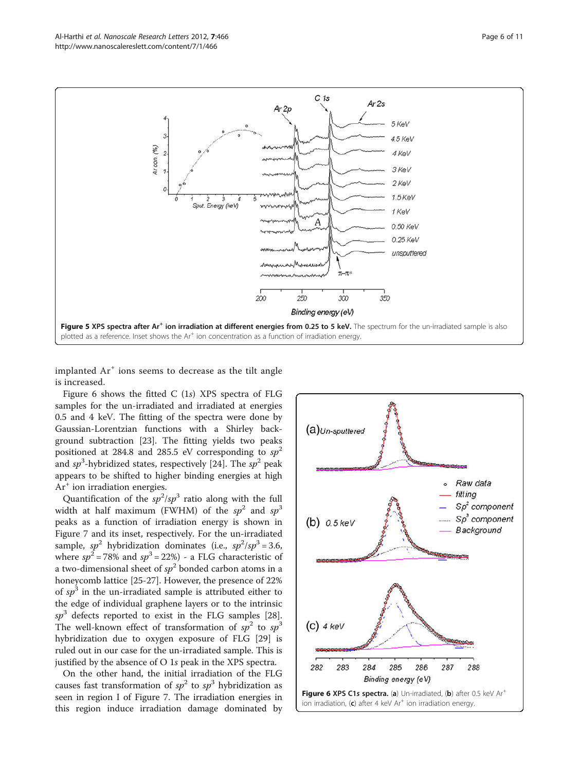**Figure 5 XPS spectra after $Ar^+$ ion irradiation at different energies from 0.25 to 5 keV.** The spectrum for the un-irradiated sample is also plotted as a reference. Inset shows the $Ar^+$ ion concentration as a function of irradiation energy.

implanted $Ar^+$ ions seems to decrease as the tilt angle is increased.

Figure 6 shows the fitted C (1*s*) XPS spectra of FLG samples for the un-irradiated and irradiated at energies 0.5 and 4 keV. The fitting of the spectra were done by Gaussian-Lorentzian functions with a Shirley background subtraction [23]. The fitting yields two peaks positioned at 284.8 and 285.5 eV corresponding to $sp^2$ and $sp^3$-hybridized states, respectively [24]. The $sp^2$ peak appears to be shifted to higher binding energies at high $Ar^+$ ion irradiation energies.

Quantification of the $sp^2/sp^3$ ratio along with the full width at half maximum (FWHM) of the $sp^2$ and $sp^3$ peaks as a function of irradiation energy is shown in Figure 7 and its inset, respectively. For the un-irradiated sample, $sp^2$ hybridization dominates (i.e., $sp^2/sp^3 = 3.6$, where $sp^2 = 78\%$ and $sp^3 = 22\%$) - a FLG characteristic of a two-dimensional sheet of $sp^2$ bonded carbon atoms in a honeycomb lattice [25-27]. However, the presence of 22% of $sp^3$ in the un-irradiated sample is attributed either to the edge of individual graphene layers or to the intrinsic $sp^3$ defects reported to exist in the FLG samples [28]. The well-known effect of transformation of $sp^2$ to $sp^3$ hybridization due to oxygen exposure of FLG [29] is ruled out in our case for the un-irradiated sample. This is justified by the absence of O 1*s* peak in the XPS spectra.

On the other hand, the initial irradiation of the FLG causes fast transformation of $sp^2$ to $sp^3$ hybridization as seen in region I of Figure 7. The irradiation energies in this region induce irradiation damage dominated by

**Figure 6 XPS C1s spectra.** (**a**) Un-irradiated, (**b**) after 0.5 keV $Ar^+$ ion irradiation, (**c**) after 4 keV $Ar^+$ ion irradiation energy.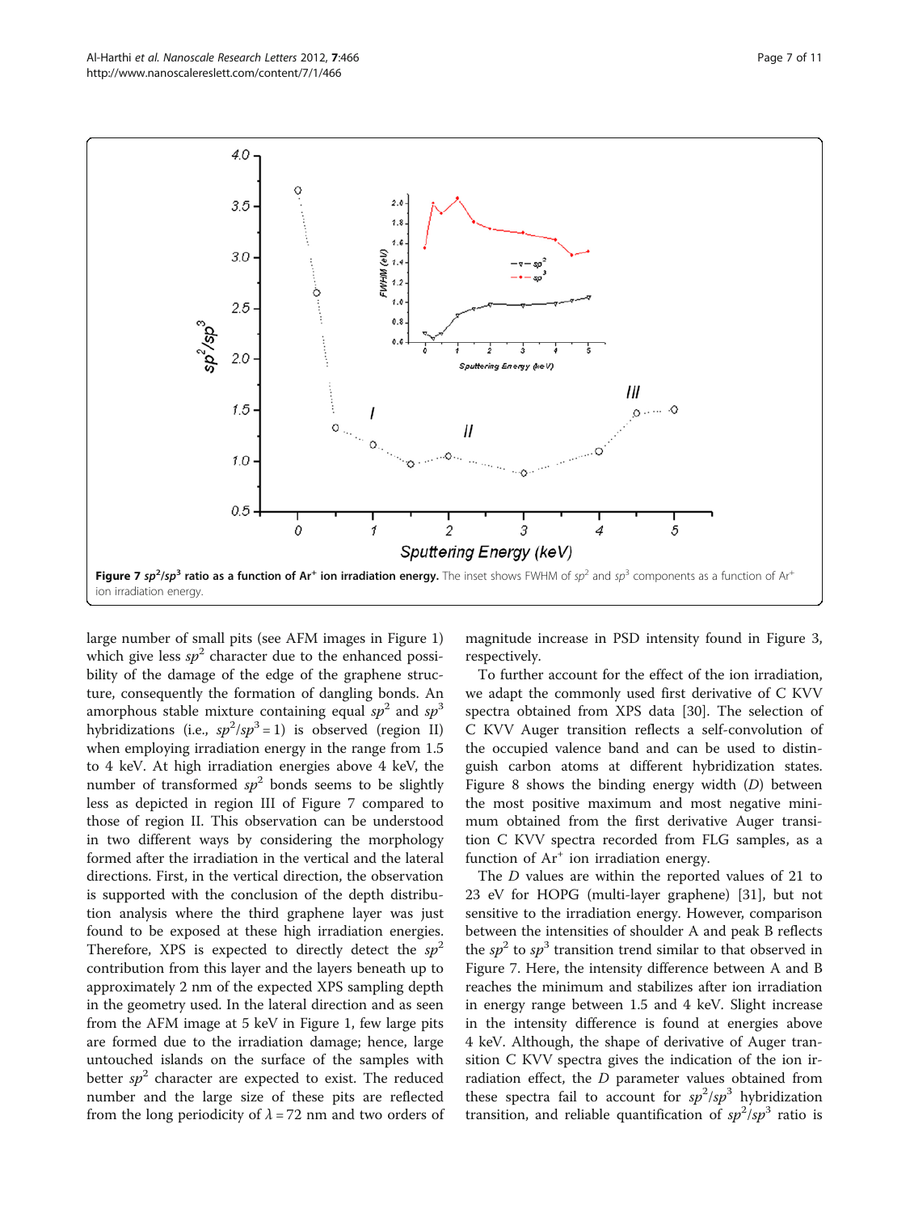**Figure 7** ***sp*$^2$/*sp*$^3$ ratio as a function of Ar$^+$ ion irradiation energy.** The inset shows FWHM of $sp^2$ and $sp^3$ components as a function of Ar$^+$ ion irradiation energy.

large number of small pits (see AFM images in Figure 1) which give less $sp^2$ character due to the enhanced possibility of the damage of the edge of the graphene structure, consequently the formation of dangling bonds. An amorphous stable mixture containing equal $sp^2$ and $sp^3$ hybridizations (i.e., $sp^2/sp^3 = 1$) is observed (region II) when employing irradiation energy in the range from 1.5 to 4 keV. At high irradiation energies above 4 keV, the number of transformed $sp^2$ bonds seems to be slightly less as depicted in region III of Figure 7 compared to those of region II. This observation can be understood in two different ways by considering the morphology formed after the irradiation in the vertical and the lateral directions. First, in the vertical direction, the observation is supported with the conclusion of the depth distribution analysis where the third graphene layer was just found to be exposed at these high irradiation energies. Therefore, XPS is expected to directly detect the $sp^2$ contribution from this layer and the layers beneath up to approximately 2 nm of the expected XPS sampling depth in the geometry used. In the lateral direction and as seen from the AFM image at 5 keV in Figure 1, few large pits are formed due to the irradiation damage; hence, large untouched islands on the surface of the samples with better $sp^2$ character are expected to exist. The reduced number and the large size of these pits are reflected from the long periodicity of $\lambda = 72$ nm and two orders of magnitude increase in PSD intensity found in Figure 3, respectively.

To further account for the effect of the ion irradiation, we adapt the commonly used first derivative of C KVV spectra obtained from XPS data [30]. The selection of C KVV Auger transition reflects a self-convolution of the occupied valence band and can be used to distinguish carbon atoms at different hybridization states. Figure 8 shows the binding energy width ($D$) between the most positive maximum and most negative minimum obtained from the first derivative Auger transition C KVV spectra recorded from FLG samples, as a function of Ar$^+$ ion irradiation energy.

The $D$ values are within the reported values of 21 to 23 eV for HOPG (multi-layer graphene) [31], but not sensitive to the irradiation energy. However, comparison between the intensities of shoulder A and peak B reflects the $sp^2$ to $sp^3$ transition trend similar to that observed in Figure 7. Here, the intensity difference between A and B reaches the minimum and stabilizes after ion irradiation in energy range between 1.5 and 4 keV. Slight increase in the intensity difference is found at energies above 4 keV. Although, the shape of derivative of Auger transition C KVV spectra gives the indication of the ion irradiation effect, the $D$ parameter values obtained from these spectra fail to account for $sp^2/sp^3$ hybridization transition, and reliable quantification of $sp^2/sp^3$ ratio is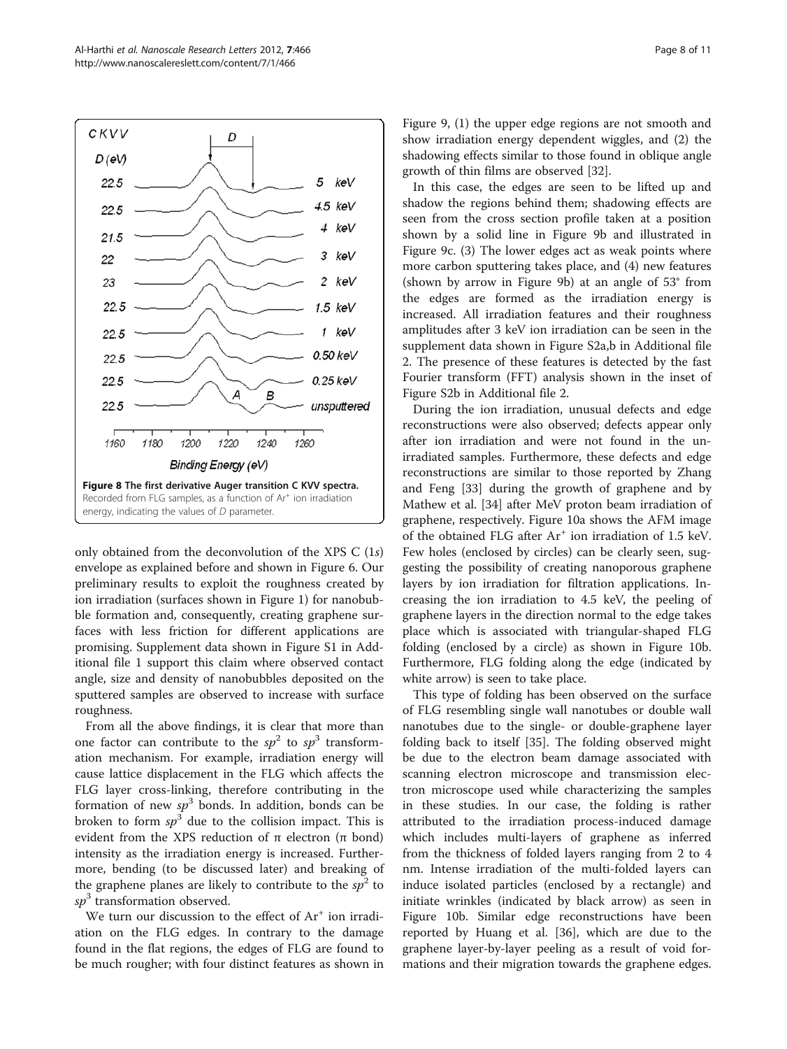Figure 8 The first derivative Auger transition C KVV spectra. Recorded from FLG samples, as a function of $Ar^+$ ion irradiation energy, indicating the values of *D* parameter.

only obtained from the deconvolution of the XPS C (1*s*) envelope as explained before and shown in Figure 6. Our preliminary results to exploit the roughness created by ion irradiation (surfaces shown in Figure 1) for nanobubble formation and, consequently, creating graphene surfaces with less friction for different applications are promising. Supplement data shown in Figure S1 in Additional file 1 support this claim where observed contact angle, size and density of nanobubbles deposited on the sputtered samples are observed to increase with surface roughness.

From all the above findings, it is clear that more than one factor can contribute to the $sp^2$ to $sp^3$ transformation mechanism. For example, irradiation energy will cause lattice displacement in the FLG which affects the FLG layer cross-linking, therefore contributing in the formation of new $sp^3$ bonds. In addition, bonds can be broken to form $sp^3$ due to the collision impact. This is evident from the XPS reduction of π electron (π bond) intensity as the irradiation energy is increased. Furthermore, bending (to be discussed later) and breaking of the graphene planes are likely to contribute to the $sp^2$ to $sp^3$ transformation observed.

We turn our discussion to the effect of $Ar^+$ ion irradiation on the FLG edges. In contrary to the damage found in the flat regions, the edges of FLG are found to be much rougher; with four distinct features as shown in Figure 9, (1) the upper edge regions are not smooth and show irradiation energy dependent wiggles, and (2) the shadowing effects similar to those found in oblique angle growth of thin films are observed [32].

In this case, the edges are seen to be lifted up and shadow the regions behind them; shadowing effects are seen from the cross section profile taken at a position shown by a solid line in Figure 9b and illustrated in Figure 9c. (3) The lower edges act as weak points where more carbon sputtering takes place, and (4) new features (shown by arrow in Figure 9b) at an angle of 53° from the edges are formed as the irradiation energy is increased. All irradiation features and their roughness amplitudes after 3 keV ion irradiation can be seen in the supplement data shown in Figure S2a,b in Additional file 2. The presence of these features is detected by the fast Fourier transform (FFT) analysis shown in the inset of Figure S2b in Additional file 2.

During the ion irradiation, unusual defects and edge reconstructions were also observed; defects appear only after ion irradiation and were not found in the unirradiated samples. Furthermore, these defects and edge reconstructions are similar to those reported by Zhang and Feng [33] during the growth of graphene and by Mathew et al. [34] after MeV proton beam irradiation of graphene, respectively. Figure 10a shows the AFM image of the obtained FLG after $Ar^+$ ion irradiation of 1.5 keV. Few holes (enclosed by circles) can be clearly seen, suggesting the possibility of creating nanoporous graphene layers by ion irradiation for filtration applications. Increasing the ion irradiation to 4.5 keV, the peeling of graphene layers in the direction normal to the edge takes place which is associated with triangular-shaped FLG folding (enclosed by a circle) as shown in Figure 10b. Furthermore, FLG folding along the edge (indicated by white arrow) is seen to take place.

This type of folding has been observed on the surface of FLG resembling single wall nanotubes or double wall nanotubes due to the single- or double-graphene layer folding back to itself [35]. The folding observed might be due to the electron beam damage associated with scanning electron microscope and transmission electron microscope used while characterizing the samples in these studies. In our case, the folding is rather attributed to the irradiation process-induced damage which includes multi-layers of graphene as inferred from the thickness of folded layers ranging from 2 to 4 nm. Intense irradiation of the multi-folded layers can induce isolated particles (enclosed by a rectangle) and initiate wrinkles (indicated by black arrow) as seen in Figure 10b. Similar edge reconstructions have been reported by Huang et al. [36], which are due to the graphene layer-by-layer peeling as a result of void formations and their migration towards the graphene edges.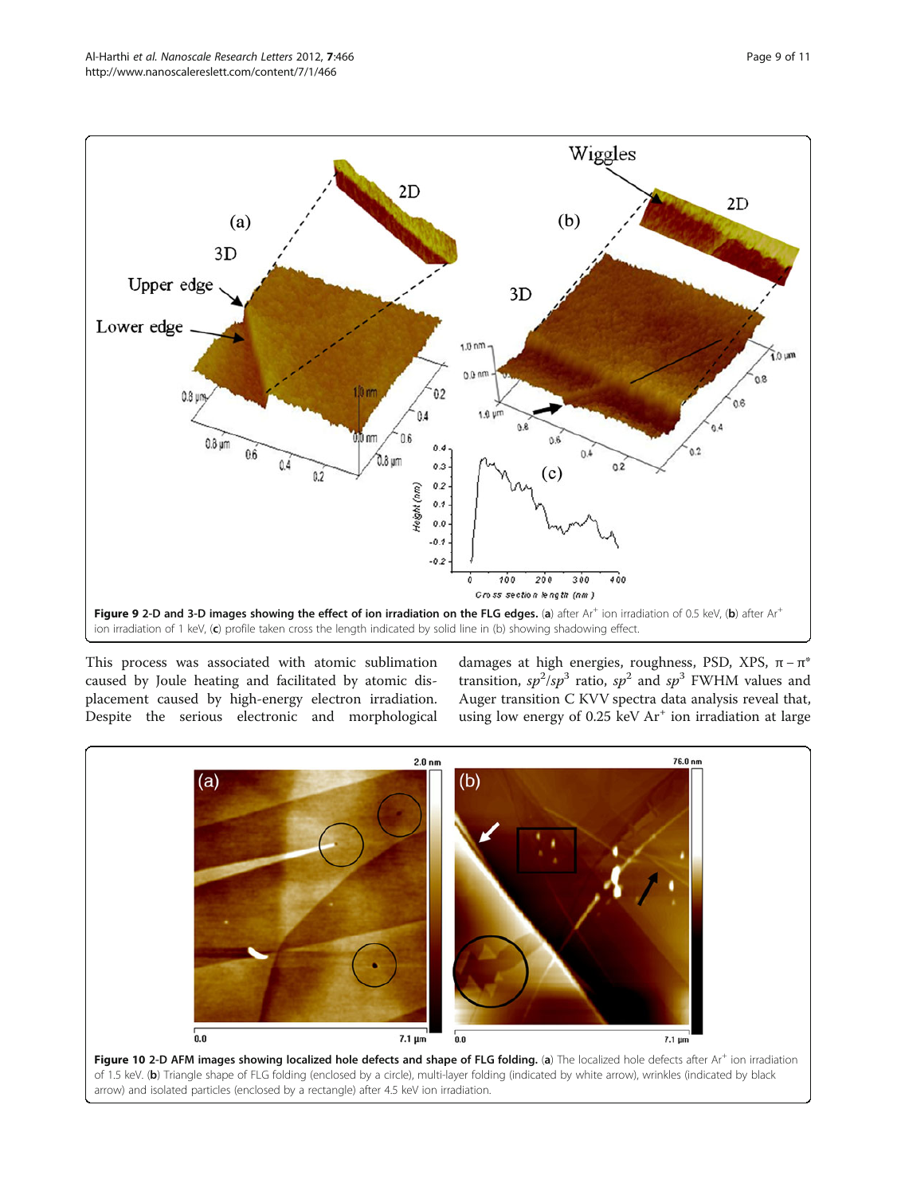**Figure 9 2-D and 3-D images showing the effect of ion irradiation on the FLG edges.** (**a**) after $Ar^+$ ion irradiation of 0.5 keV, (**b**) after $Ar^+$ ion irradiation of 1 keV, (**c**) profile taken cross the length indicated by solid line in (b) showing shadowing effect.

This process was associated with atomic sublimation caused by Joule heating and facilitated by atomic displacement caused by high-energy electron irradiation. Despite the serious electronic and morphological damages at high energies, roughness, PSD, XPS, $\pi-\pi^*$ transition, $sp^2/sp^3$ ratio, $sp^2$ and $sp^3$ FWHM values and Auger transition C KVV spectra data analysis reveal that, using low energy of 0.25 keV $Ar^+$ ion irradiation at large

**Figure 10 2-D AFM images showing localized hole defects and shape of FLG folding.** (**a**) The localized hole defects after $Ar^+$ ion irradiation of 1.5 keV. (**b**) Triangle shape of FLG folding (enclosed by a circle), multi-layer folding (indicated by white arrow), wrinkles (indicated by black arrow) and isolated particles (enclosed by a rectangle) after 4.5 keV ion irradiation.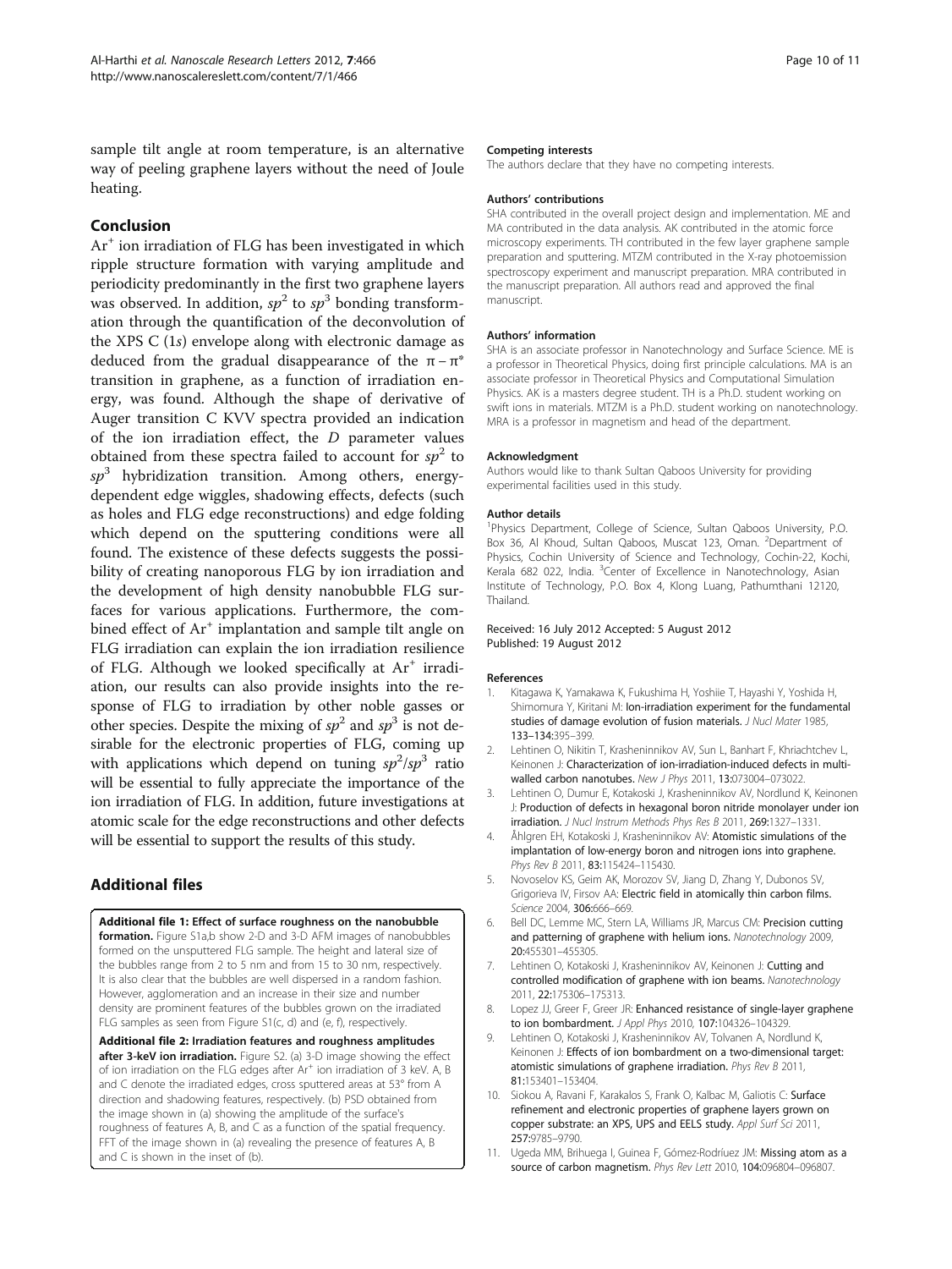sample tilt angle at room temperature, is an alternative way of peeling graphene layers without the need of Joule heating.

## Conclusion

$Ar^+$ ion irradiation of FLG has been investigated in which ripple structure formation with varying amplitude and periodicity predominantly in the first two graphene layers was observed. In addition, $sp^2$ to $sp^3$ bonding transformation through the quantification of the deconvolution of the XPS C (1*s*) envelope along with electronic damage as deduced from the gradual disappearance of the $\pi - \pi^*$ transition in graphene, as a function of irradiation energy, was found. Although the shape of derivative of Auger transition C KVV spectra provided an indication of the ion irradiation effect, the *D* parameter values obtained from these spectra failed to account for $sp^2$ to $sp^3$ hybridization transition. Among others, energy-dependent edge wiggles, shadowing effects, defects (such as holes and FLG edge reconstructions) and edge folding which depend on the sputtering conditions were all found. The existence of these defects suggests the possibility of creating nanoporous FLG by ion irradiation and the development of high density nanobubble FLG surfaces for various applications. Furthermore, the combined effect of $Ar^+$ implantation and sample tilt angle on FLG irradiation can explain the ion irradiation resilience of FLG. Although we looked specifically at $Ar^+$ irradiation, our results can also provide insights into the response of FLG to irradiation by other noble gasses or other species. Despite the mixing of $sp^2$ and $sp^3$ is not desirable for the electronic properties of FLG, coming up with applications which depend on tuning $sp^2/sp^3$ ratio will be essential to fully appreciate the importance of the ion irradiation of FLG. In addition, future investigations at atomic scale for the edge reconstructions and other defects will be essential to support the results of this study.

## Additional files

**Additional file 1: Effect of surface roughness on the nanobubble formation.** Figure S1a,b show 2-D and 3-D AFM images of nanobubbles formed on the unsputtered FLG sample. The height and lateral size of the bubbles range from 2 to 5 nm and from 15 to 30 nm, respectively. It is also clear that the bubbles are well dispersed in a random fashion. However, agglomeration and an increase in their size and number density are prominent features of the bubbles grown on the irradiated FLG samples as seen from Figure S1(c, d) and (e, f), respectively.

**Additional file 2: Irradiation features and roughness amplitudes after 3-keV ion irradiation.** Figure S2. (a) 3-D image showing the effect of ion irradiation on the FLG edges after $Ar^+$ ion irradiation of 3 keV. A, B and C denote the irradiated edges, cross sputtered areas at 53° from A direction and shadowing features, respectively. (b) PSD obtained from the image shown in (a) showing the amplitude of the surface's roughness of features A, B, and C as a function of the spatial frequency. FFT of the image shown in (a) revealing the presence of features A, B and C is shown in the inset of (b).

### Competing interests
The authors declare that they have no competing interests.

### Authors' contributions
SHA contributed in the overall project design and implementation. ME and MA contributed in the data analysis. AK contributed in the atomic force microscopy experiments. TH contributed in the few layer graphene sample preparation and sputtering. MTZM contributed in the X-ray photoemission spectroscopy experiment and manuscript preparation. MRA contributed in the manuscript preparation. All authors read and approved the final manuscript.

### Authors' information
SHA is an associate professor in Nanotechnology and Surface Science. ME is a professor in Theoretical Physics, doing first principle calculations. MA is an associate professor in Theoretical Physics and Computational Simulation Physics. AK is a masters degree student. TH is a Ph.D. student working on swift ions in materials. MTZM is a Ph.D. student working on nanotechnology. MRA is a professor in magnetism and head of the department.

### Acknowledgment
Authors would like to thank Sultan Qaboos University for providing experimental facilities used in this study.

### Author details
[1]Physics Department, College of Science, Sultan Qaboos University, P.O. Box 36, Al Khoud, Sultan Qaboos, Muscat 123, Oman. [2]Department of Physics, Cochin University of Science and Technology, Cochin-22, Kochi, Kerala 682 022, India. [3]Center of Excellence in Nanotechnology, Asian Institute of Technology, P.O. Box 4, Klong Luang, Pathumthani 12120, Thailand.

Received: 16 July 2012 Accepted: 5 August 2012
Published: 19 August 2012

### References

1. Kitagawa K, Yamakawa K, Fukushima H, Yoshiie T, Hayashi Y, Yoshida H, Shimomura Y, Kiritani M: **Ion-irradiation experiment for the fundamental studies of damage evolution of fusion materials.** *J Nucl Mater* 1985, **133–134:**395–399.
2. Lehtinen O, Nikitin T, Krasheninnikov AV, Sun L, Banhart F, Khriachtchev L, Keinonen J: **Characterization of ion-irradiation-induced defects in multi-walled carbon nanotubes.** *New J Phys* 2011, **13:**073004–073022.
3. Lehtinen O, Dumur E, Kotakoski J, Krasheninnikov AV, Nordlund K, Keinonen J: **Production of defects in hexagonal boron nitride monolayer under ion irradiation.** *J Nucl Instrum Methods Phys Res B* 2011, **269:**1327–1331.
4. Åhlgren EH, Kotakoski J, Krasheninnikov AV: **Atomistic simulations of the implantation of low-energy boron and nitrogen ions into graphene.** *Phys Rev B* 2011, **83:**115424–115430.
5. Novoselov KS, Geim AK, Morozov SV, Jiang D, Zhang Y, Dubonos SV, Grigorieva IV, Firsov AA: **Electric field in atomically thin carbon films.** *Science* 2004, **306:**666–669.
6. Bell DC, Lemme MC, Stern LA, Williams JR, Marcus CM: **Precision cutting and patterning of graphene with helium ions.** *Nanotechnology* 2009, **20:**455301–455305.
7. Lehtinen O, Kotakoski J, Krasheninnikov AV, Keinonen J: **Cutting and controlled modification of graphene with ion beams.** *Nanotechnology* 2011, **22:**175306–175313.
8. Lopez JJ, Greer F, Greer JR: **Enhanced resistance of single-layer graphene to ion bombardment.** *J Appl Phys* 2010, **107:**104326–104329.
9. Lehtinen O, Kotakoski J, Krasheninnikov AV, Tolvanen A, Nordlund K, Keinonen J: **Effects of ion bombardment on a two-dimensional target: atomistic simulations of graphene irradiation.** *Phys Rev B* 2011, **81:**153401–153404.
10. Siokou A, Ravani F, Karakalos S, Frank O, Kalbac M, Galiotis C: **Surface refinement and electronic properties of graphene layers grown on copper substrate: an XPS, UPS and EELS study.** *Appl Surf Sci* 2011, **257:**9785–9790.
11. Ugeda MM, Brihuega I, Guinea F, Gómez-Rodríuez JM: **Missing atom as a source of carbon magnetism.** *Phys Rev Lett* 2010, **104:**096804–096807.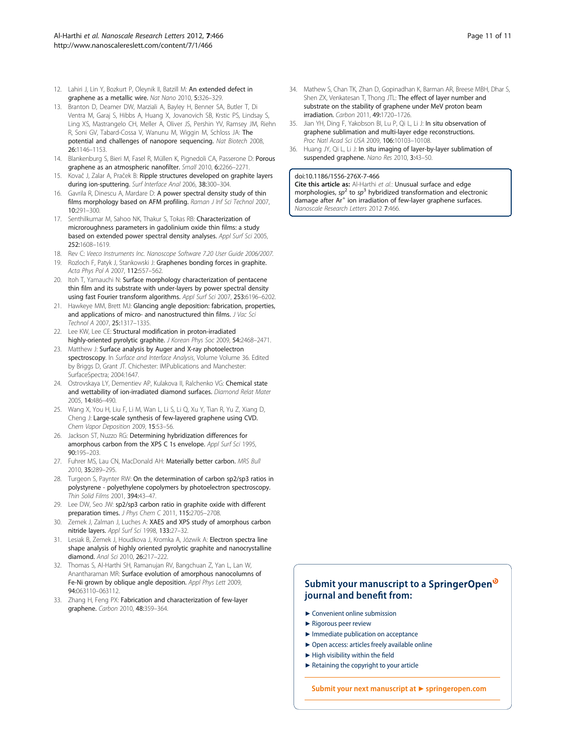12. Lahiri J, Lin Y, Bozkurt P, Oleynik II, Batzill M: An extended defect in graphene as a metallic wire. *Nat Nano* 2010, **5:**326–329.
13. Branton D, Deamer DW, Marziali A, Bayley H, Benner SA, Butler T, Di Ventra M, Garaj S, Hibbs A, Huang X, Jovanovich SB, Krstic PS, Lindsay S, Ling XS, Mastrangelo CH, Meller A, Oliver JS, Pershin YV, Ramsey JM, Riehn R, Soni GV, Tabard-Cossa V, Wanunu M, Wiggin M, Schloss JA: The potential and challenges of nanopore sequencing. *Nat Biotech* 2008, **26:**1146–1153.
14. Blankenburg S, Bieri M, Fasel R, Müllen K, Pignedoli CA, Passerone D: Porous graphene as an atmospheric nanofilter. *Small* 2010, **6:**2266–2271.
15. Kovač J, Zalar A, Praček B: Ripple structures developed on graphite layers during ion-sputtering. *Surf Interface Anal* 2006, **38:**300–304.
16. Gavrila R, Dinescu A, Mardare D: A power spectral density study of thin films morphology based on AFM profiling. *Raman J Inf Sci Technol* 2007, **10:**291–300.
17. Senthilkumar M, Sahoo NK, Thakur S, Tokas RB: Characterization of microroughness parameters in gadolinium oxide thin films: a study based on extended power spectral density analyses. *Appl Surf Sci* 2005, **252:**1608–1619.
18. Rev C: *Veeco Instruments Inc. Nanoscope Software 7.20 User Guide 2006/2007.*
19. Rozloch F, Patyk J, Stankowski J: Graphenes bonding forces in graphite. *Acta Phys Pol A* 2007, **112:**557–562.
20. Itoh T, Yamauchi N: Surface morphology characterization of pentacene thin film and its substrate with under-layers by power spectral density using fast Fourier transform algorithms. *Appl Surf Sci* 2007, **253:**6196–6202.
21. Hawkeye MM, Brett MJ: Glancing angle deposition: fabrication, properties, and applications of micro- and nanostructured thin films. *J Vac Sci Technol A* 2007, **25:**1317–1335.
22. Lee KW, Lee CE: Structural modification in proton-irradiated highly-oriented pyrolytic graphite. *J Korean Phys Soc* 2009, **54:**2468–2471.
23. Matthew J: Surface analysis by Auger and X-ray photoelectron spectroscopy. In *Surface and Interface Analysis*, Volume Volume 36. Edited by Briggs D, Grant JT. Chichester: IMPublications and Manchester: SurfaceSpectra; 2004:1647.
24. Ostrovskaya LY, Dementiev AP, Kulakova II, Ralchenko VG: Chemical state and wettability of ion-irradiated diamond surfaces. *Diamond Relat Mater* 2005, **14:**486–490.
25. Wang X, You H, Liu F, Li M, Wan L, Li S, Li Q, Xu Y, Tian R, Yu Z, Xiang D, Cheng J: Large-scale synthesis of few-layered graphene using CVD. *Chem Vapor Deposition* 2009, **15:**53–56.
26. Jackson ST, Nuzzo RG: Determining hybridization differences for amorphous carbon from the XPS C 1s envelope. *Appl Surf Sci* 1995, **90:**195–203.
27. Fuhrer MS, Lau CN, MacDonald AH: Materially better carbon. *MRS Bull* 2010, **35:**289–295.
28. Turgeon S, Paynter RW: On the determination of carbon sp2/sp3 ratios in polystyrene - polyethylene copolymers by photoelectron spectroscopy. *Thin Solid Films* 2001, **394:**43–47.
29. Lee DW, Seo JW: sp2/sp3 carbon ratio in graphite oxide with different preparation times. *J Phys Chem C* 2011, **115:**2705–2708.
30. Zemek J, Zalman J, Luches A: XAES and XPS study of amorphous carbon nitride layers. *Appl Surf Sci* 1998, **133:**27–32.
31. Lesiak B, Zemek J, Houdkova J, Kromka A, Józwik A: Electron spectra line shape analysis of highly oriented pyrolytic graphite and nanocrystalline diamond. *Anal Sci* 2010, **26:**217–222.
32. Thomas S, Al-Harthi SH, Ramanujan RV, Bangchuan Z, Yan L, Lan W, Anantharaman MR: Surface evolution of amorphous nanocolumns of Fe-Ni grown by oblique angle deposition. *Appl Phys Lett* 2009, **94:**063110–063112.
33. Zhang H, Feng PX: Fabrication and characterization of few-layer graphene. *Carbon* 2010, **48:**359–364.
34. Mathew S, Chan TK, Zhan D, Gopinadhan K, Barman AR, Breese MBH, Dhar S, Shen ZX, Venkatesan T, Thong JTL: The effect of layer number and substrate on the stability of graphene under MeV proton beam irradiation. *Carbon* 2011, **49:**1720–1726.
35. Jian YH, Ding F, Yakobson BI, Lu P, Qi L, Li J: In situ observation of graphene sublimation and multi-layer edge reconstructions. *Proc Natl Acad Sci USA* 2009, **106:**10103–10108.
36. Huang JY, Qi L, Li J: In situ imaging of layer-by-layer sublimation of suspended graphene. *Nano Res* 2010, **3:**43–50.

doi:10.1186/1556-276X-7-466

**Cite this article as:** Al-Harthi *et al.*: Unusual surface and edge morphologies, $sp^2$ to $sp^3$ hybridized transformation and electronic damage after $Ar^+$ ion irradiation of few-layer graphene surfaces. *Nanoscale Research Letters* 2012 **7**:466.

**Submit your manuscript to a SpringerOpen journal and benefit from:**

- ► Convenient online submission
- ► Rigorous peer review
- ► Immediate publication on acceptance
- ► Open access: articles freely available online
- ► High visibility within the field
- ► Retaining the copyright to your article

**Submit your next manuscript at ► springeropen.com**